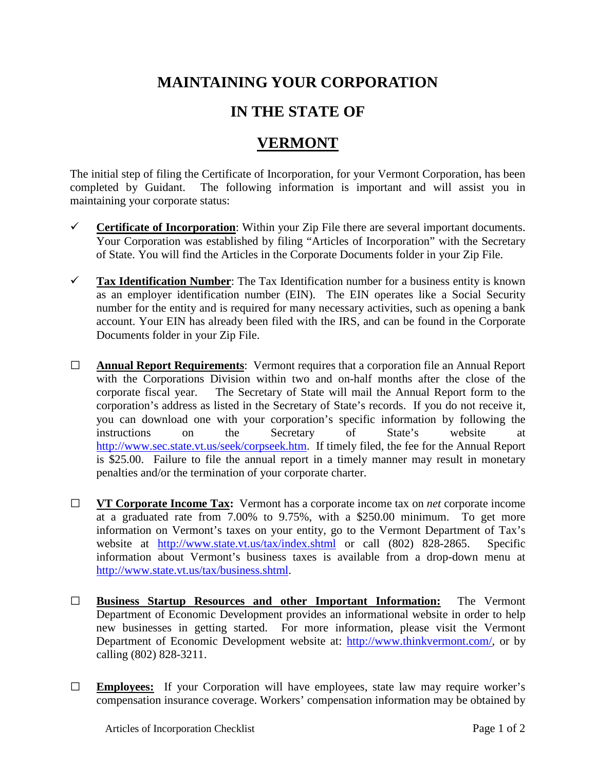# MAINTAINING YOUR CORPORATION

# IN THE STATE OF

# VERMONT

The initial step of filing the Certificate of Incorporation, for your Vermont Corporation, has been completed by Guidant. The following information is important and will assist you in maintaining your corporate status:

- ✓ **Certificate of Incorporation**: Within your Zip File there are several important documents. Your Corporation was established by filing "Articles of Incorporation" with the Secretary of State. You will find the Articles in the Corporate Documents folder in your Zip File.

- ✓ **Tax Identification Number**: The Tax Identification number for a business entity is known as an employer identification number (EIN). The EIN operates like a Social Security number for the entity and is required for many necessary activities, such as opening a bank account. Your EIN has already been filed with the IRS, and can be found in the Corporate Documents folder in your Zip File.

- ☐ **Annual Report Requirements**: Vermont requires that a corporation file an Annual Report with the Corporations Division within two and on-half months after the close of the corporate fiscal year. The Secretary of State will mail the Annual Report form to the corporation's address as listed in the Secretary of State's records. If you do not receive it, you can download one with your corporation's specific information by following the instructions on the Secretary of State's website at http://www.sec.state.vt.us/seek/corpseek.htm. If timely filed, the fee for the Annual Report is $25.00. Failure to file the annual report in a timely manner may result in monetary penalties and/or the termination of your corporate charter.

- ☐ **VT Corporate Income Tax:** Vermont has a corporate income tax on *net* corporate income at a graduated rate from 7.00% to 9.75%, with a $250.00 minimum. To get more information on Vermont's taxes on your entity, go to the Vermont Department of Tax's website at http://www.state.vt.us/tax/index.shtml or call (802) 828-2865. Specific information about Vermont's business taxes is available from a drop-down menu at http://www.state.vt.us/tax/business.shtml.

- ☐ **Business Startup Resources and other Important Information:** The Vermont Department of Economic Development provides an informational website in order to help new businesses in getting started. For more information, please visit the Vermont Department of Economic Development website at: http://www.thinkvermont.com/, or by calling (802) 828-3211.

- ☐ **Employees:** If your Corporation will have employees, state law may require worker's compensation insurance coverage. Workers' compensation information may be obtained by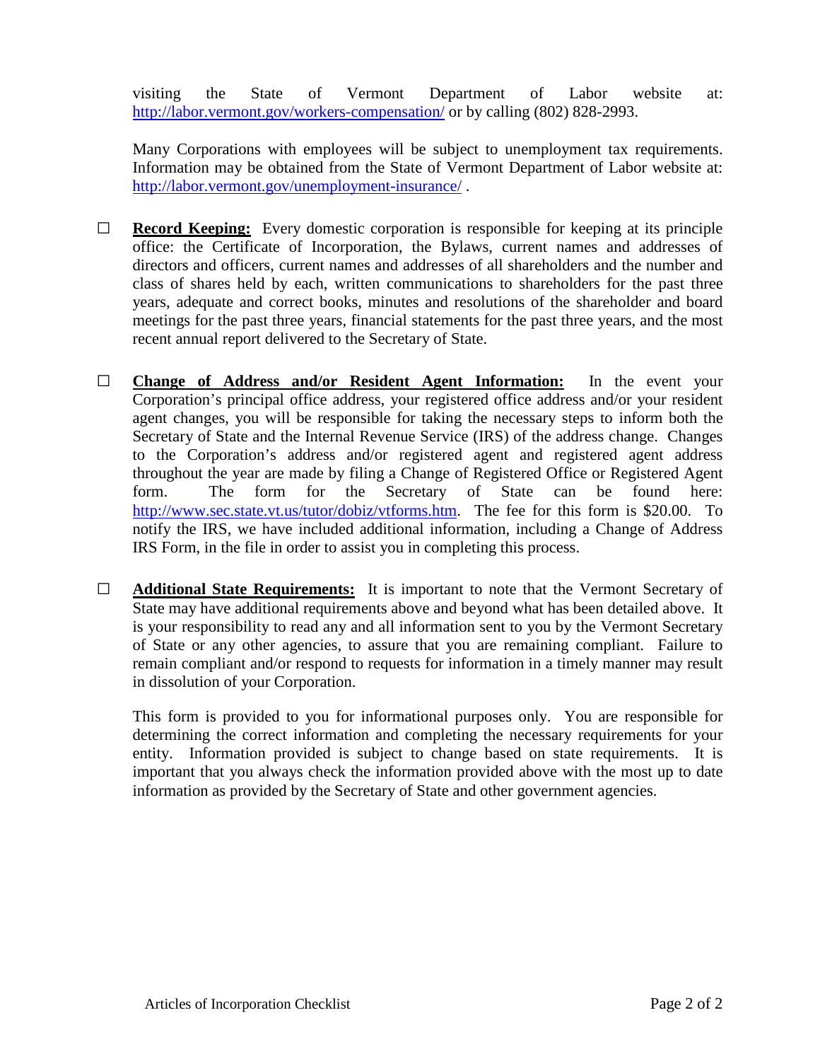visiting the State of Vermont Department of Labor website at: http://labor.vermont.gov/workers-compensation/ or by calling (802) 828-2993.

Many Corporations with employees will be subject to unemployment tax requirements. Information may be obtained from the State of Vermont Department of Labor website at: http://labor.vermont.gov/unemployment-insurance/ .

☐ **Record Keeping:** Every domestic corporation is responsible for keeping at its principle office: the Certificate of Incorporation, the Bylaws, current names and addresses of directors and officers, current names and addresses of all shareholders and the number and class of shares held by each, written communications to shareholders for the past three years, adequate and correct books, minutes and resolutions of the shareholder and board meetings for the past three years, financial statements for the past three years, and the most recent annual report delivered to the Secretary of State.

☐ **Change of Address and/or Resident Agent Information:** In the event your Corporation's principal office address, your registered office address and/or your resident agent changes, you will be responsible for taking the necessary steps to inform both the Secretary of State and the Internal Revenue Service (IRS) of the address change. Changes to the Corporation's address and/or registered agent and registered agent address throughout the year are made by filing a Change of Registered Office or Registered Agent form. The form for the Secretary of State can be found here: http://www.sec.state.vt.us/tutor/dobiz/vtforms.htm. The fee for this form is $20.00. To notify the IRS, we have included additional information, including a Change of Address IRS Form, in the file in order to assist you in completing this process.

☐ **Additional State Requirements:** It is important to note that the Vermont Secretary of State may have additional requirements above and beyond what has been detailed above. It is your responsibility to read any and all information sent to you by the Vermont Secretary of State or any other agencies, to assure that you are remaining compliant. Failure to remain compliant and/or respond to requests for information in a timely manner may result in dissolution of your Corporation.

This form is provided to you for informational purposes only. You are responsible for determining the correct information and completing the necessary requirements for your entity. Information provided is subject to change based on state requirements. It is important that you always check the information provided above with the most up to date information as provided by the Secretary of State and other government agencies.